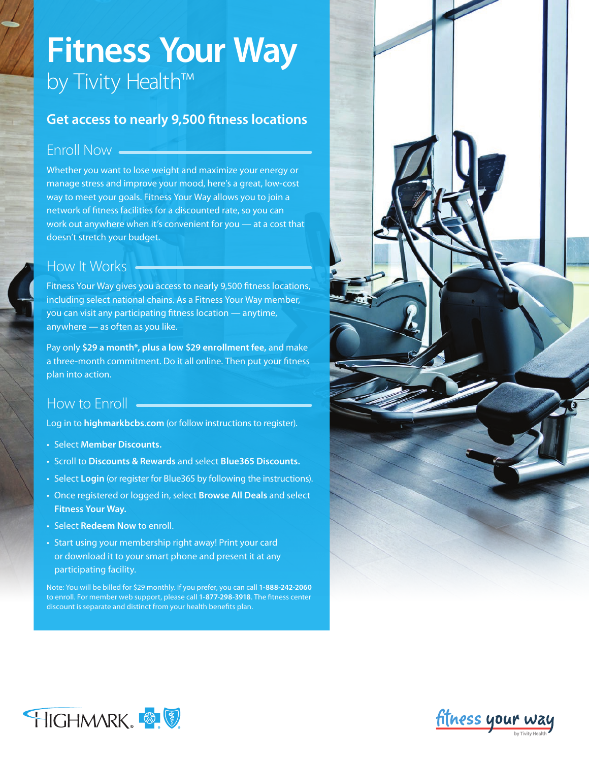# Fitness Your Way

by Tivity Health™

### Get access to nearly 9,500 fitness locations

## Enroll Now

Whether you want to lose weight and maximize your energy or manage stress and improve your mood, here's a great, low-cost way to meet your goals. Fitness Your Way allows you to join a network of fitness facilities for a discounted rate, so you can work out anywhere when it's convenient for you — at a cost that doesn't stretch your budget.

## How It Works

Fitness Your Way gives you access to nearly 9,500 fitness locations, including select national chains. As a Fitness Your Way member, you can visit any participating fitness location — anytime, anywhere — as often as you like.

Pay only **$29 a month*, plus a low $29 enrollment fee,** and make a three-month commitment. Do it all online. Then put your fitness plan into action.

## How to Enroll

Log in to **highmarkbcbs.com** (or follow instructions to register).

- Select **Member Discounts.**
- Scroll to **Discounts & Rewards** and select **Blue365 Discounts.**
- Select **Login** (or register for Blue365 by following the instructions).
- Once registered or logged in, select **Browse All Deals** and select **Fitness Your Way.**
- Select **Redeem Now** to enroll.
- Start using your membership right away! Print your card or download it to your smart phone and present it at any participating facility.

Note: You will be billed for $29 monthly. If you prefer, you can call **1-888-242-2060** to enroll. For member web support, please call **1-877-298-3918**. The fitness center discount is separate and distinct from your health benefits plan.

HIGHMARK.

fitness your way by Tivity Health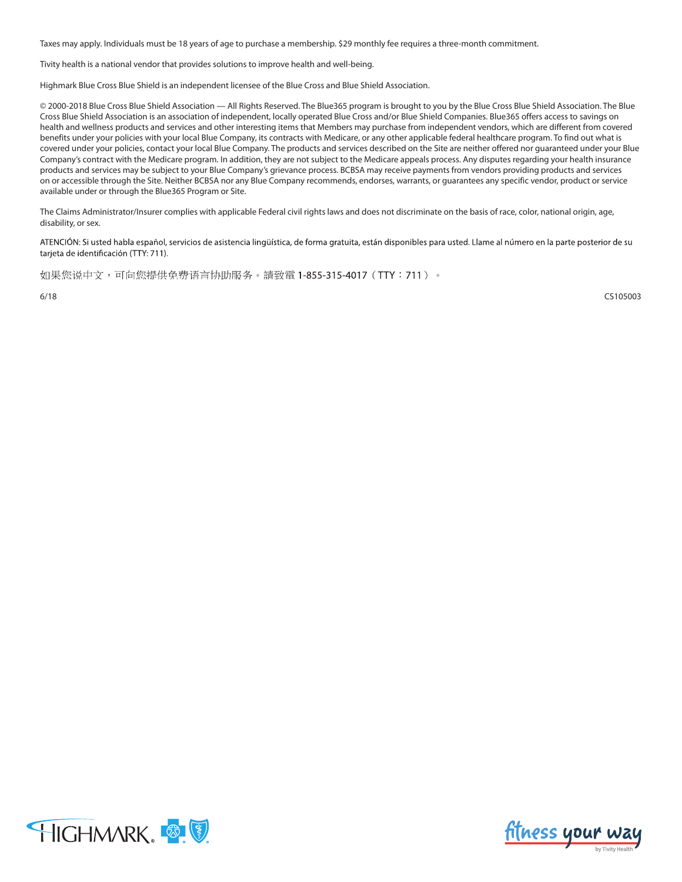Taxes may apply. Individuals must be 18 years of age to purchase a membership. $29 monthly fee requires a three-month commitment.

Tivity health is a national vendor that provides solutions to improve health and well-being.

Highmark Blue Cross Blue Shield is an independent licensee of the Blue Cross and Blue Shield Association.

© 2000-2018 Blue Cross Blue Shield Association — All Rights Reserved. The Blue365 program is brought to you by the Blue Cross Blue Shield Association. The Blue Cross Blue Shield Association is an association of independent, locally operated Blue Cross and/or Blue Shield Companies. Blue365 offers access to savings on health and wellness products and services and other interesting items that Members may purchase from independent vendors, which are different from covered benefits under your policies with your local Blue Company, its contracts with Medicare, or any other applicable federal healthcare program. To find out what is covered under your policies, contact your local Blue Company. The products and services described on the Site are neither offered nor guaranteed under your Blue Company's contract with the Medicare program. In addition, they are not subject to the Medicare appeals process. Any disputes regarding your health insurance products and services may be subject to your Blue Company's grievance process. BCBSA may receive payments from vendors providing products and services on or accessible through the Site. Neither BCBSA nor any Blue Company recommends, endorses, warrants, or guarantees any specific vendor, product or service available under or through the Blue365 Program or Site.

The Claims Administrator/Insurer complies with applicable Federal civil rights laws and does not discriminate on the basis of race, color, national origin, age, disability, or sex.

ATENCIÓN: Si usted habla español, servicios de asistencia lingüística, de forma gratuita, están disponibles para usted. Llame al número en la parte posterior de su tarjeta de identificación (TTY: 711).

如果您说中文，可向您提供免费语言协助服务。請致電 1-855-315-4017（TTY：711）。

6/18 CS105003

HIGHMARK.

fitness your way
by Tivity Health